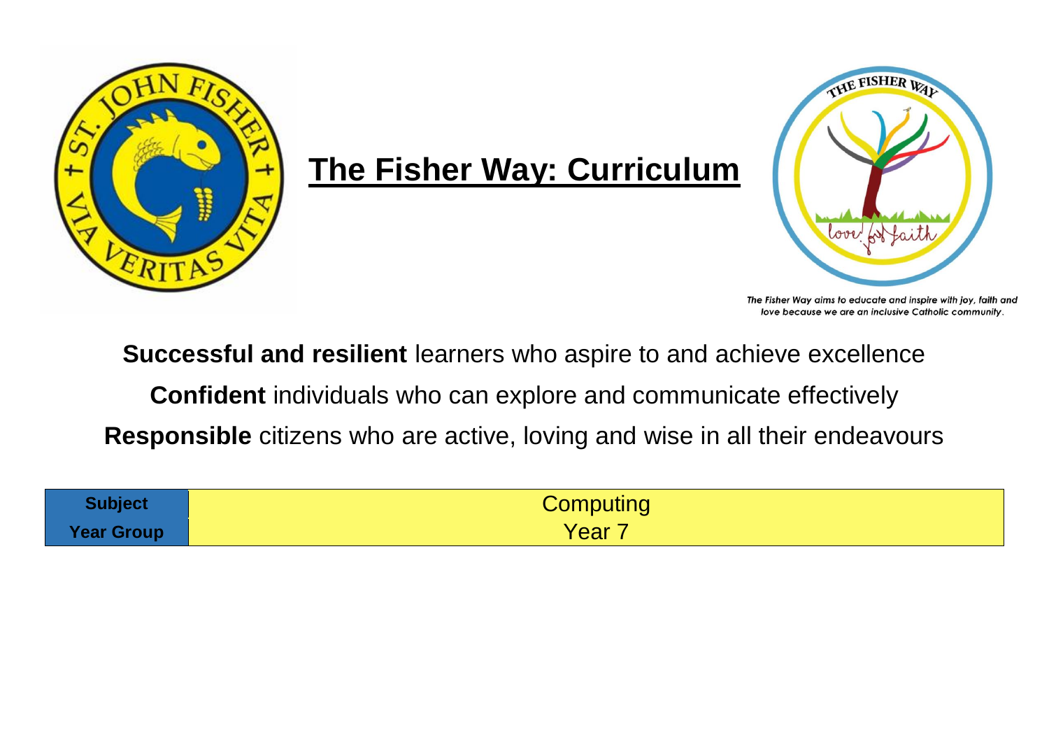# The Fisher Way: Curriculum

*The Fisher Way aims to educate and inspire with joy, faith and love because we are an inclusive Catholic community.*

**Successful and resilient** learners who aspire to and achieve excellence

**Confident** individuals who can explore and communicate effectively

**Responsible** citizens who are active, loving and wise in all their endeavours

| **Subject** | Computing |
|---|---|
| **Year Group** | Year 7 |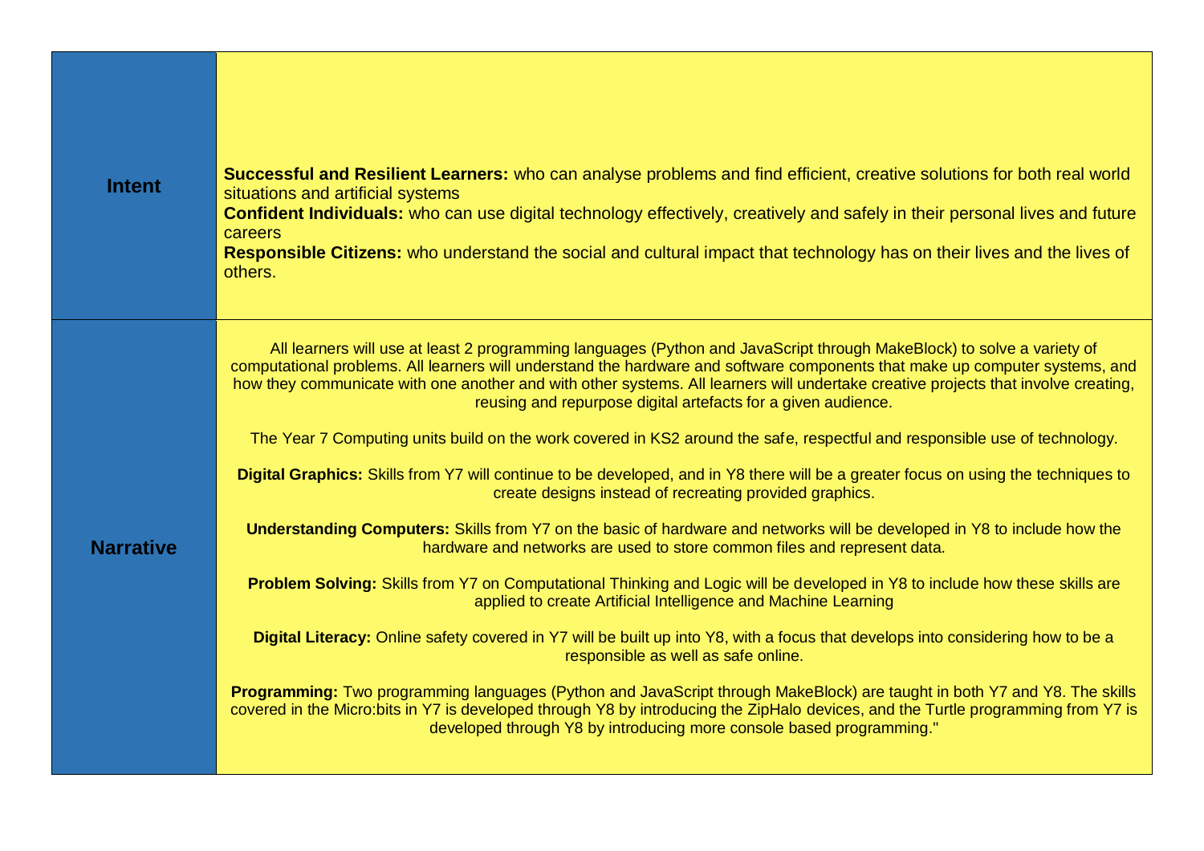| | |
|---|---|
| **Intent** | **Successful and Resilient Learners:** who can analyse problems and find efficient, creative solutions for both real world situations and artificial systems<br>**Confident Individuals:** who can use digital technology effectively, creatively and safely in their personal lives and future careers<br>**Responsible Citizens:** who understand the social and cultural impact that technology has on their lives and the lives of others. |
| **Narrative** | All learners will use at least 2 programming languages (Python and JavaScript through MakeBlock) to solve a variety of computational problems. All learners will understand the hardware and software components that make up computer systems, and how they communicate with one another and with other systems. All learners will undertake creative projects that involve creating, reusing and repurpose digital artefacts for a given audience.<br><br>The Year 7 Computing units build on the work covered in KS2 around the safe, respectful and responsible use of technology.<br><br>**Digital Graphics:** Skills from Y7 will continue to be developed, and in Y8 there will be a greater focus on using the techniques to create designs instead of recreating provided graphics.<br><br>**Understanding Computers:** Skills from Y7 on the basic of hardware and networks will be developed in Y8 to include how the hardware and networks are used to store common files and represent data.<br><br>**Problem Solving:** Skills from Y7 on Computational Thinking and Logic will be developed in Y8 to include how these skills are applied to create Artificial Intelligence and Machine Learning<br><br>**Digital Literacy:** Online safety covered in Y7 will be built up into Y8, with a focus that develops into considering how to be a responsible as well as safe online.<br><br>**Programming:** Two programming languages (Python and JavaScript through MakeBlock) are taught in both Y7 and Y8. The skills covered in the Micro:bits in Y7 is developed through Y8 by introducing the ZipHalo devices, and the Turtle programming from Y7 is developed through Y8 by introducing more console based programming." |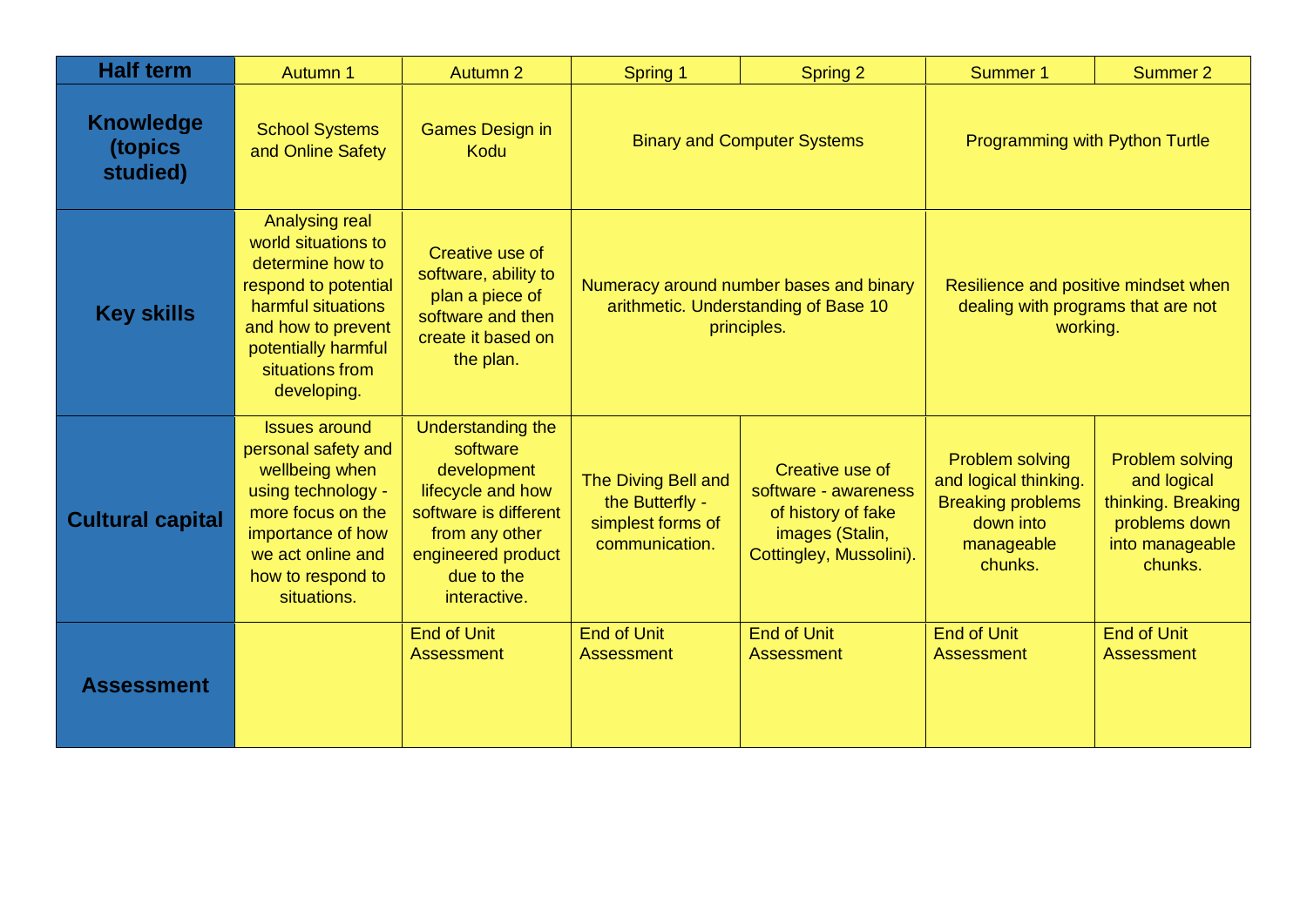| Half term | Autumn 1 | Autumn 2 | Spring 1 | Spring 2 | Summer 1 | Summer 2 |
|---|---|---|---|---|---|---|
| **Knowledge (topics studied)** | School Systems and Online Safety | Games Design in Kodu | Binary and Computer Systems | | Programming with Python Turtle | |
| **Key skills** | Analysing real world situations to determine how to respond to potential harmful situations and how to prevent potentially harmful situations from developing. | Creative use of software, ability to plan a piece of software and then create it based on the plan. | Numeracy around number bases and binary arithmetic. Understanding of Base 10 principles. | | Resilience and positive mindset when dealing with programs that are not working. | |
| **Cultural capital** | Issues around personal safety and wellbeing when using technology - more focus on the importance of how we act online and how to respond to situations. | Understanding the software development lifecycle and how software is different from any other engineered product due to the interactive. | The Diving Bell and the Butterfly - simplest forms of communication. | Creative use of software - awareness of history of fake images (Stalin, Cottingley, Mussolini). | Problem solving and logical thinking. Breaking problems down into manageable chunks. | Problem solving and logical thinking. Breaking problems down into manageable chunks. |
| **Assessment** | | End of Unit Assessment | End of Unit Assessment | End of Unit Assessment | End of Unit Assessment | End of Unit Assessment |